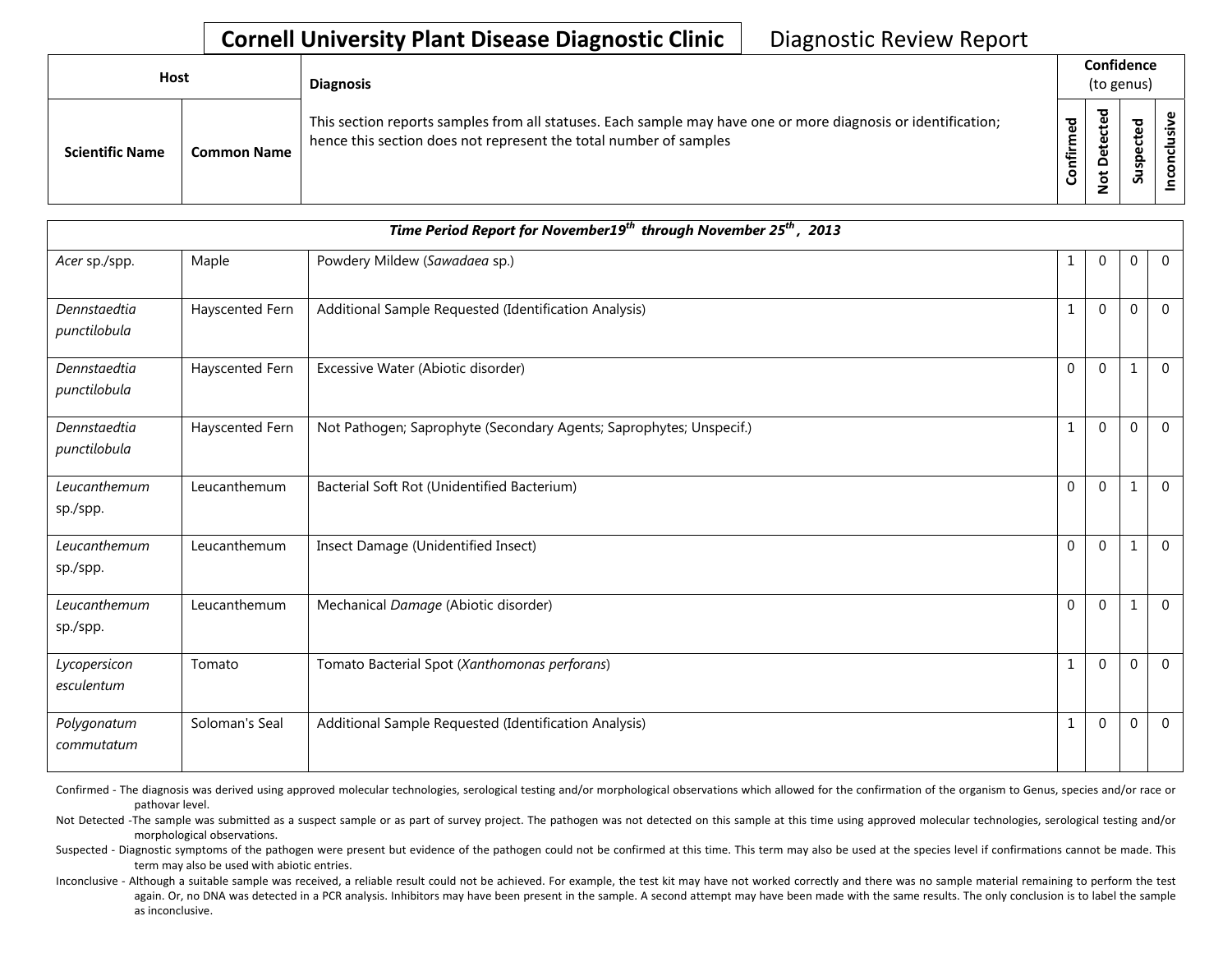# Cornell University Plant Disease Diagnostic Clinic — Diagnostic Review Report

| Host | | Diagnosis | Confidence (to genus) | | | |
|---|---|---|---|---|---|---|
| **Scientific Name** | **Common Name** | This section reports samples from all statuses. Each sample may have one or more diagnosis or identification; hence this section does not represent the total number of samples | **Confirmed** | **Not Detected** | **Suspected** | **Inconclusive** |
| ***Time Period Report for November19th through November 25th, 2013*** | | | | | | |
| *Acer* sp./spp. | Maple | Powdery Mildew (*Sawadaea* sp.) | 1 | 0 | 0 | 0 |
| *Dennstaedtia punctilobula* | Hayscented Fern | Additional Sample Requested (Identification Analysis) | 1 | 0 | 0 | 0 |
| *Dennstaedtia punctilobula* | Hayscented Fern | Excessive Water (Abiotic disorder) | 0 | 0 | 1 | 0 |
| *Dennstaedtia punctilobula* | Hayscented Fern | Not Pathogen; Saprophyte (Secondary Agents; Saprophytes; Unspecif.) | 1 | 0 | 0 | 0 |
| *Leucanthemum* sp./spp. | Leucanthemum | Bacterial Soft Rot (Unidentified Bacterium) | 0 | 0 | 1 | 0 |
| *Leucanthemum* sp./spp. | Leucanthemum | Insect Damage (Unidentified Insect) | 0 | 0 | 1 | 0 |
| *Leucanthemum* sp./spp. | Leucanthemum | Mechanical *Damage* (Abiotic disorder) | 0 | 0 | 1 | 0 |
| *Lycopersicon esculentum* | Tomato | Tomato Bacterial Spot (*Xanthomonas perforans*) | 1 | 0 | 0 | 0 |
| *Polygonatum commutatum* | Soloman's Seal | Additional Sample Requested (Identification Analysis) | 1 | 0 | 0 | 0 |

Confirmed - The diagnosis was derived using approved molecular technologies, serological testing and/or morphological observations which allowed for the confirmation of the organism to Genus, species and/or race or pathovar level.

Not Detected -The sample was submitted as a suspect sample or as part of survey project. The pathogen was not detected on this sample at this time using approved molecular technologies, serological testing and/or morphological observations.

Suspected - Diagnostic symptoms of the pathogen were present but evidence of the pathogen could not be confirmed at this time. This term may also be used at the species level if confirmations cannot be made. This term may also be used with abiotic entries.

Inconclusive - Although a suitable sample was received, a reliable result could not be achieved. For example, the test kit may have not worked correctly and there was no sample material remaining to perform the test again. Or, no DNA was detected in a PCR analysis. Inhibitors may have been present in the sample. A second attempt may have been made with the same results. The only conclusion is to label the sample as inconclusive.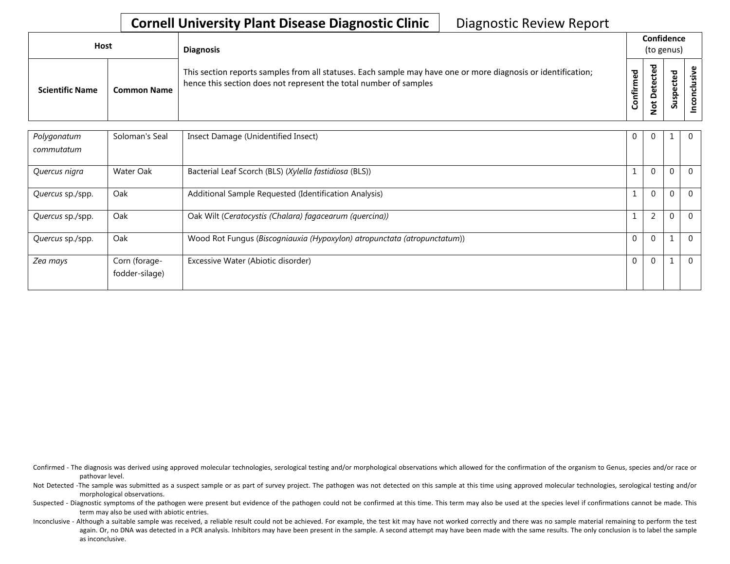# Cornell University Plant Disease Diagnostic Clinic

Diagnostic Review Report

| Host | | Diagnosis | Confidence (to genus) | | | |
|---|---|---|---|---|---|---|
| Scientific Name | Common Name | This section reports samples from all statuses. Each sample may have one or more diagnosis or identification; hence this section does not represent the total number of samples | Confirmed | Not Detected | Suspected | Inconclusive |
| *Polygonatum commutatum* | Soloman's Seal | Insect Damage (Unidentified Insect) | 0 | 0 | 1 | 0 |
| *Quercus nigra* | Water Oak | Bacterial Leaf Scorch (BLS) (*Xylella fastidiosa* (BLS)) | 1 | 0 | 0 | 0 |
| *Quercus* sp./spp. | Oak | Additional Sample Requested (Identification Analysis) | 1 | 0 | 0 | 0 |
| *Quercus* sp./spp. | Oak | Oak Wilt (*Ceratocystis (Chalara) fagacearum (quercina))* | 1 | 2 | 0 | 0 |
| *Quercus* sp./spp. | Oak | Wood Rot Fungus (*Biscogniauxia (Hypoxylon) atropunctata (atropunctatum)*) | 0 | 0 | 1 | 0 |
| *Zea mays* | Corn (forage-fodder-silage) | Excessive Water (Abiotic disorder) | 0 | 0 | 1 | 0 |

Confirmed - The diagnosis was derived using approved molecular technologies, serological testing and/or morphological observations which allowed for the confirmation of the organism to Genus, species and/or race or pathovar level.

Not Detected -The sample was submitted as a suspect sample or as part of survey project. The pathogen was not detected on this sample at this time using approved molecular technologies, serological testing and/or morphological observations.

Suspected - Diagnostic symptoms of the pathogen were present but evidence of the pathogen could not be confirmed at this time. This term may also be used at the species level if confirmations cannot be made. This term may also be used with abiotic entries.

Inconclusive - Although a suitable sample was received, a reliable result could not be achieved. For example, the test kit may have not worked correctly and there was no sample material remaining to perform the test again. Or, no DNA was detected in a PCR analysis. Inhibitors may have been present in the sample. A second attempt may have been made with the same results. The only conclusion is to label the sample as inconclusive.